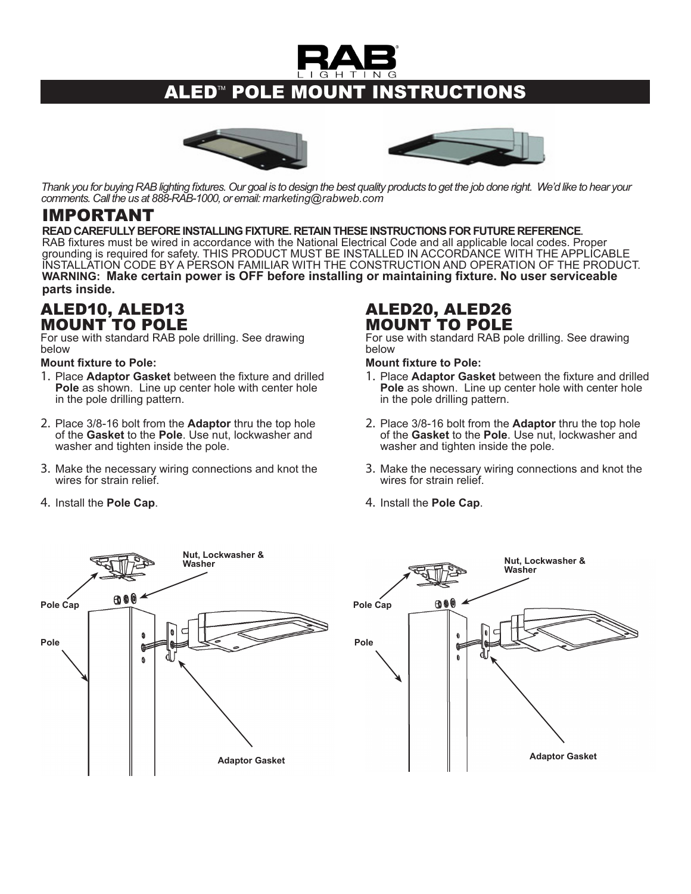# RAB LIGHTING

# ALED™ POLE MOUNT INSTRUCTIONS

*Thank you for buying RAB lighting fixtures. Our goal is to design the best quality products to get the job done right. We'd like to hear your comments. Call the us at 888-RAB-1000, or email: marketing@rabweb.com*

## IMPORTANT

**READ CAREFULLY BEFORE INSTALLING FIXTURE. RETAIN THESE INSTRUCTIONS FOR FUTURE REFERENCE.**
RAB fixtures must be wired in accordance with the National Electrical Code and all applicable local codes. Proper grounding is required for safety. THIS PRODUCT MUST BE INSTALLED IN ACCORDANCE WITH THE APPLICABLE INSTALLATION CODE BY A PERSON FAMILIAR WITH THE CONSTRUCTION AND OPERATION OF THE PRODUCT.
**WARNING: Make certain power is OFF before installing or maintaining fixture. No user serviceable parts inside.**

## ALED10, ALED13 MOUNT TO POLE

For use with standard RAB pole drilling. See drawing below

**Mount fixture to Pole:**

1. Place **Adaptor Gasket** between the fixture and drilled **Pole** as shown. Line up center hole with center hole in the pole drilling pattern.
2. Place 3/8-16 bolt from the **Adaptor** thru the top hole of the **Gasket** to the **Pole**. Use nut, lockwasher and washer and tighten inside the pole.
3. Make the necessary wiring connections and knot the wires for strain relief.
4. Install the **Pole Cap**.

Pole Cap
Nut, Lockwasher & Washer
Pole
Adaptor Gasket

## ALED20, ALED26 MOUNT TO POLE

For use with standard RAB pole drilling. See drawing below

**Mount fixture to Pole:**

1. Place **Adaptor Gasket** between the fixture and drilled **Pole** as shown. Line up center hole with center hole in the pole drilling pattern.
2. Place 3/8-16 bolt from the **Adaptor** thru the top hole of the **Gasket** to the **Pole**. Use nut, lockwasher and washer and tighten inside the pole.
3. Make the necessary wiring connections and knot the wires for strain relief.
4. Install the **Pole Cap**.

Pole Cap
Nut, Lockwasher & Washer
Pole
Adaptor Gasket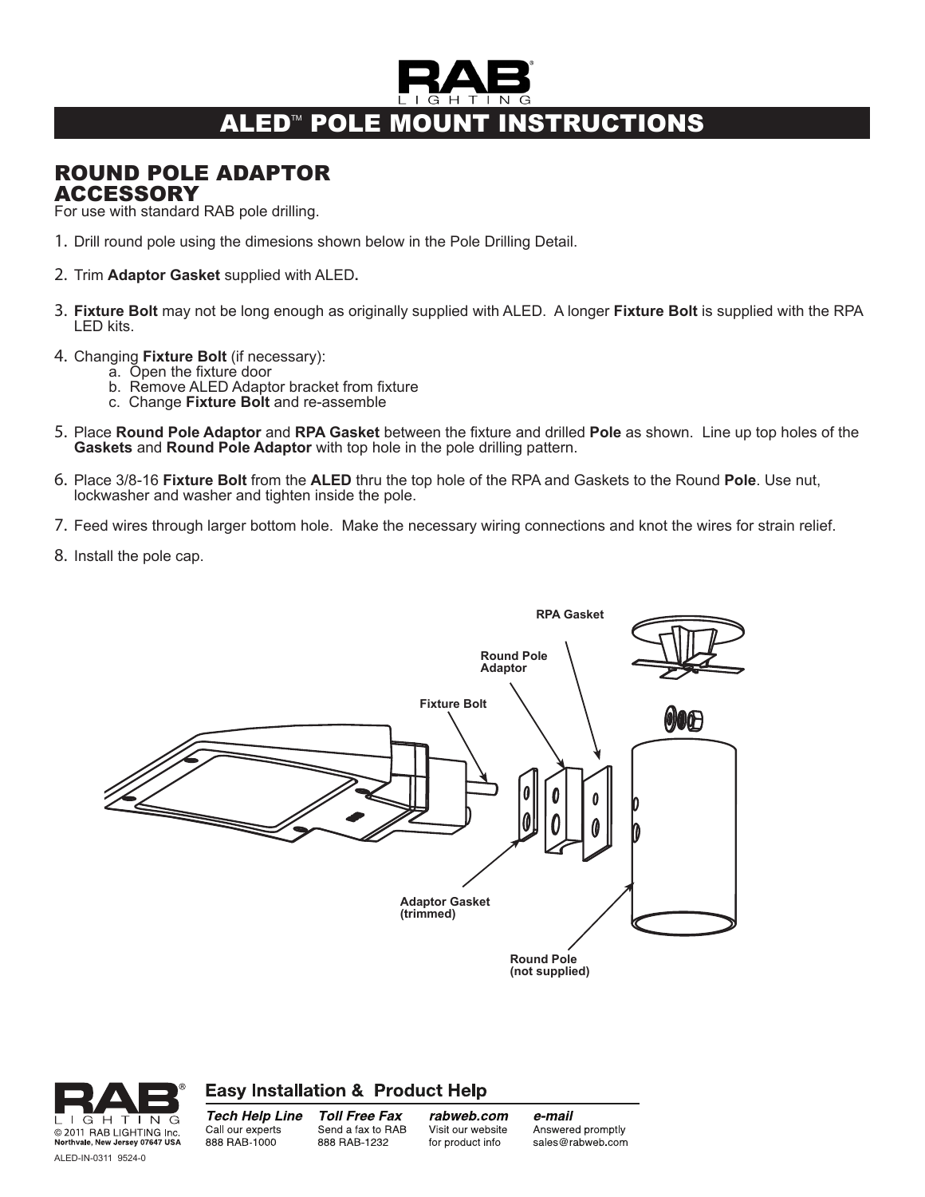# ALED™ POLE MOUNT INSTRUCTIONS

## ROUND POLE ADAPTOR ACCESSORY

For use with standard RAB pole drilling.

1. Drill round pole using the dimesions shown below in the Pole Drilling Detail.
2. Trim **Adaptor Gasket** supplied with ALED**.**
3. **Fixture Bolt** may not be long enough as originally supplied with ALED. A longer **Fixture Bolt** is supplied with the RPA LED kits.
4. Changing **Fixture Bolt** (if necessary):
   a. Open the fixture door
   b. Remove ALED Adaptor bracket from fixture
   c. Change **Fixture Bolt** and re-assemble
5. Place **Round Pole Adaptor** and **RPA Gasket** between the fixture and drilled **Pole** as shown. Line up top holes of the **Gaskets** and **Round Pole Adaptor** with top hole in the pole drilling pattern.
6. Place 3/8-16 **Fixture Bolt** from the **ALED** thru the top hole of the RPA and Gaskets to the Round **Pole**. Use nut, lockwasher and washer and tighten inside the pole.
7. Feed wires through larger bottom hole. Make the necessary wiring connections and knot the wires for strain relief.
8. Install the pole cap.

RPA Gasket

Round Pole Adaptor

Fixture Bolt

Adaptor Gasket (trimmed)

Round Pole (not supplied)

**Easy Installation & Product Help**

| ***Tech Help Line*** | ***Toll Free Fax*** | ***rabweb.com*** | ***e-mail*** |
| --- | --- | --- | --- |
| Call our experts 888 RAB-1000 | Send a fax to RAB 888 RAB-1232 | Visit our website for product info | Answered promptly sales@rabweb.com |

© 2011 RAB LIGHTING Inc.
Northvale, New Jersey 07647 USA

ALED-IN-0311 9524-0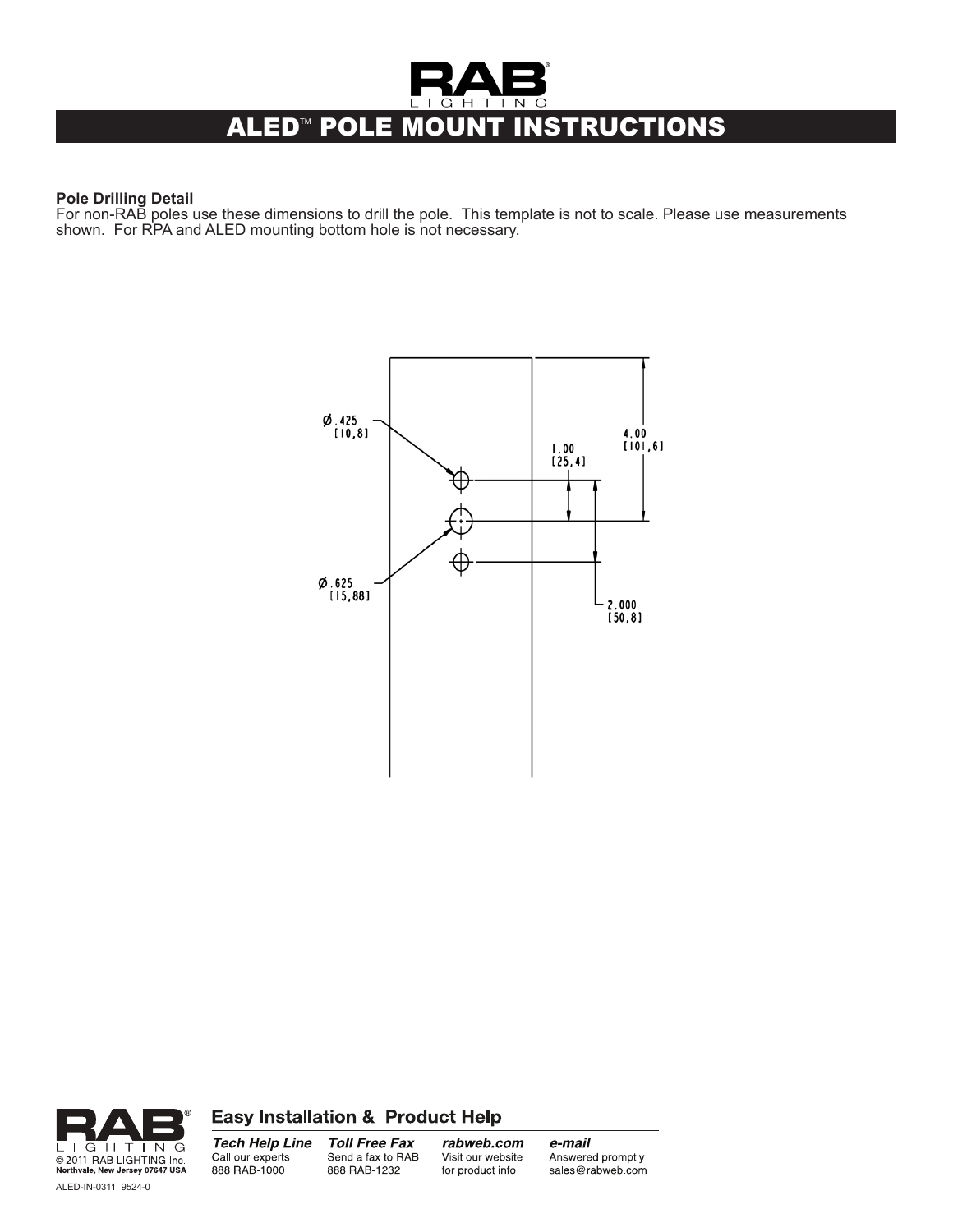# ALED™ POLE MOUNT INSTRUCTIONS

**Pole Drilling Detail**
For non-RAB poles use these dimensions to drill the pole. This template is not to scale. Please use measurements shown. For RPA and ALED mounting bottom hole is not necessary.

Ø.425
[10,8]

1.00
[25,4]

4.00
[101,6]

Ø.625
[15,88]

2.000
[50,8]

## Easy Installation & Product Help

***Tech Help Line***
Call our experts
888 RAB-1000

***Toll Free Fax***
Send a fax to RAB
888 RAB-1232

***rabweb.com***
Visit our website
for product info

***e-mail***
Answered promptly
sales@rabweb.com

© 2011 RAB LIGHTING Inc.
**Northvale, New Jersey 07647 USA**

ALED-IN-0311 9524-0